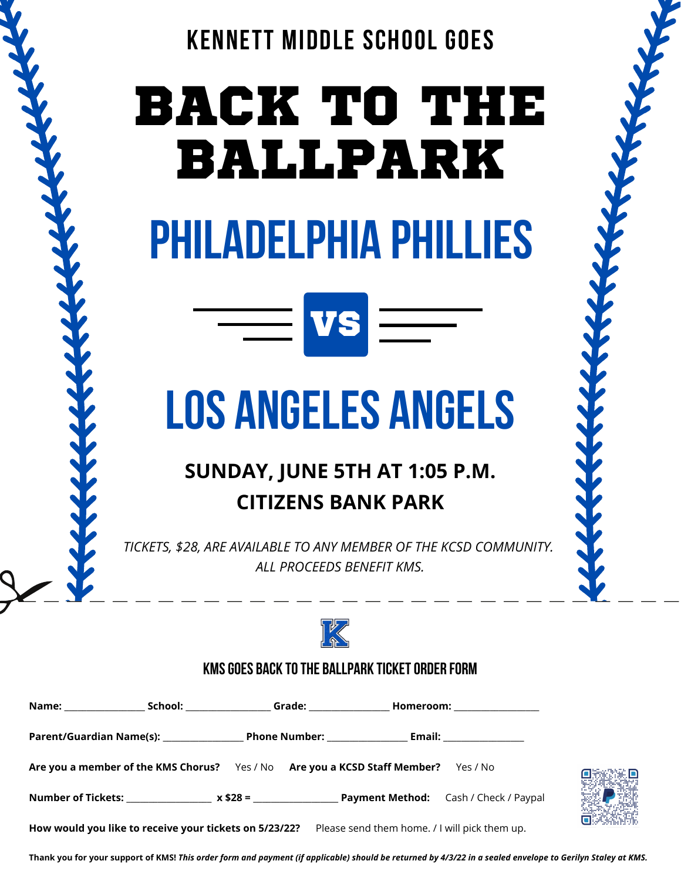KENNETT MIDDLE SCHOOL GOES

# BACK TO THE BALLPARK

## PHILADELPHIA PHILLIES

VS

## LOS ANGELES ANGELS

**SUNDAY, JUNE 5TH AT 1:05 P.M.**

**CITIZENS BANK PARK**

*TICKETS, $28, ARE AVAILABLE TO ANY MEMBER OF THE KCSD COMMUNITY. ALL PROCEEDS BENEFIT KMS.*

---

K

### KMS GOES BACK TO THE BALLPARK TICKET ORDER FORM

**Name:** ________________ **School:** _________________ **Grade:** ________________ **Homeroom:** _________________

**Parent/Guardian Name(s):** ________________ **Phone Number:** ________________ **Email:** ________________

**Are you a member of the KMS Chorus?** Yes / No **Are you a KCSD Staff Member?** Yes / No

**Number of Tickets:** _________________ **x $28 =** _________________ **Payment Method:** Cash / Check / Paypal

**How would you like to receive your tickets on 5/23/22?** Please send them home. / I will pick them up.

**Thank you for your support of KMS!** ***This order form and payment (if applicable) should be returned by 4/3/22 in a sealed envelope to Gerilyn Staley at KMS.***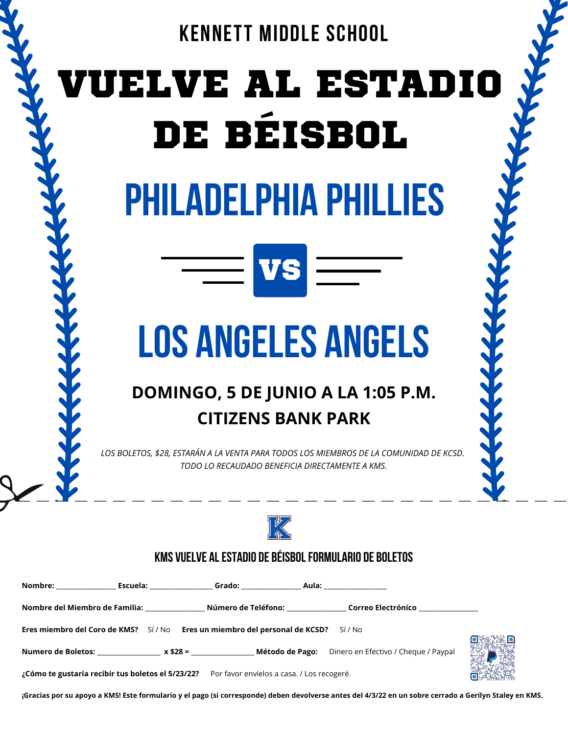KENNETT MIDDLE SCHOOL

# VUELVE AL ESTADIO DE BÉISBOL

## PHILADELPHIA PHILLIES

VS

## LOS ANGELES ANGELS

**DOMINGO, 5 DE JUNIO A LA 1:05 P.M.**

**CITIZENS BANK PARK**

*LOS BOLETOS, $28, ESTARÁN A LA VENTA PARA TODOS LOS MIEMBROS DE LA COMUNIDAD DE KCSD. TODO LO RECAUDADO BENEFICIA DIRECTAMENTE A KMS.*

---

K

### KMS VUELVE AL ESTADIO DE BÉISBOL FORMULARIO DE BOLETOS

**Nombre:** ________________ **Escuela:** ________________ **Grado:** ________________ **Aula:** ________________

**Nombre del Miembro de Familia:** ________________ **Número de Teléfono:** ________________ **Correo Electrónico** ________________

**Eres miembro del Coro de KMS?** Sí / No **Eres un miembro del personal de KCSD?** Sí / No

**Numero de Boletos:** ________________ **x $28 =** ________________ **Método de Pago:** Dinero en Efectivo / Cheque / Paypal

**¿Cómo te gustaría recibir tus boletos el 5/23/22?** Por favor envíelos a casa. / Los recogeré.

**¡Gracias por su apoyo a KMS! Este formulario y el pago (si corresponde) deben devolverse antes del 4/3/22 en un sobre cerrado a Gerilyn Staley en KMS.**